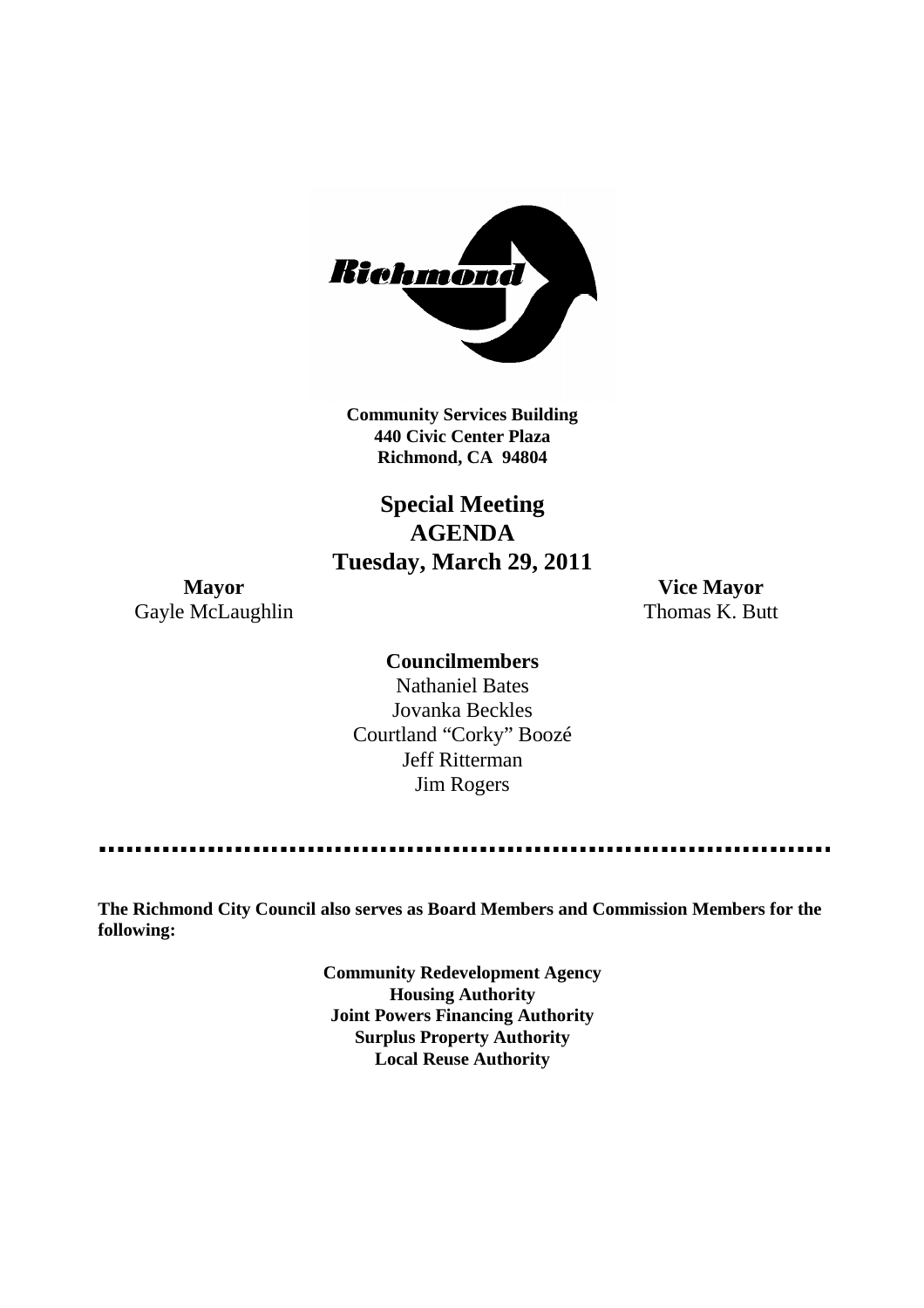**Community Services Building**
**440 Civic Center Plaza**
**Richmond, CA 94804**

# Special Meeting
# AGENDA
# Tuesday, March 29, 2011

**Mayor**
Gayle McLaughlin

**Vice Mayor**
Thomas K. Butt

**Councilmembers**

Nathaniel Bates
Jovanka Beckles
Courtland "Corky" Boozé
Jeff Ritterman
Jim Rogers

---

**The Richmond City Council also serves as Board Members and Commission Members for the following:**

**Community Redevelopment Agency**
**Housing Authority**
**Joint Powers Financing Authority**
**Surplus Property Authority**
**Local Reuse Authority**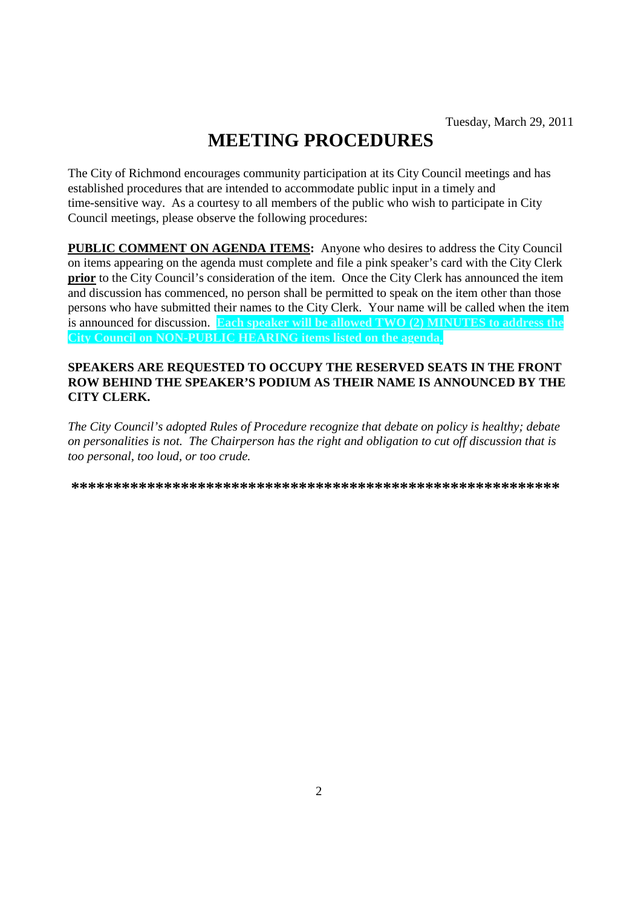Tuesday, March 29, 2011

# MEETING PROCEDURES

The City of Richmond encourages community participation at its City Council meetings and has established procedures that are intended to accommodate public input in a timely and time-sensitive way. As a courtesy to all members of the public who wish to participate in City Council meetings, please observe the following procedures:

**PUBLIC COMMENT ON AGENDA ITEMS:** Anyone who desires to address the City Council on items appearing on the agenda must complete and file a pink speaker's card with the City Clerk **prior** to the City Council's consideration of the item. Once the City Clerk has announced the item and discussion has commenced, no person shall be permitted to speak on the item other than those persons who have submitted their names to the City Clerk. Your name will be called when the item is announced for discussion. **Each speaker will be allowed TWO (2) MINUTES to address the City Council on NON-PUBLIC HEARING items listed on the agenda.**

**SPEAKERS ARE REQUESTED TO OCCUPY THE RESERVED SEATS IN THE FRONT ROW BEHIND THE SPEAKER'S PODIUM AS THEIR NAME IS ANNOUNCED BY THE CITY CLERK.**

*The City Council's adopted Rules of Procedure recognize that debate on policy is healthy; debate on personalities is not. The Chairperson has the right and obligation to cut off discussion that is too personal, too loud, or too crude.*

**********************************************************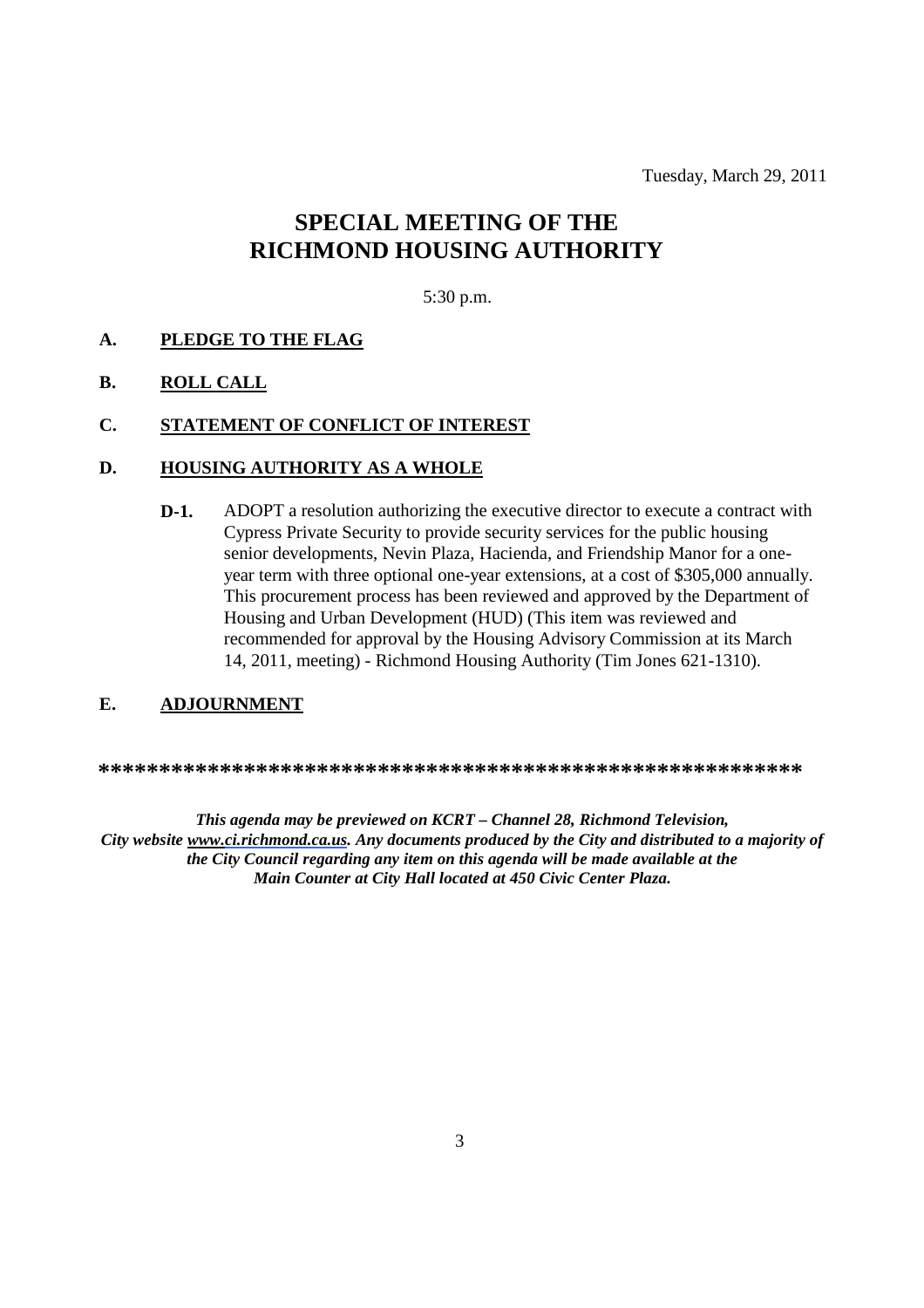Tuesday, March 29, 2011

# SPECIAL MEETING OF THE RICHMOND HOUSING AUTHORITY

5:30 p.m.

**A. PLEDGE TO THE FLAG**

**B. ROLL CALL**

**C. STATEMENT OF CONFLICT OF INTEREST**

**D. HOUSING AUTHORITY AS A WHOLE**

**D-1.** ADOPT a resolution authorizing the executive director to execute a contract with Cypress Private Security to provide security services for the public housing senior developments, Nevin Plaza, Hacienda, and Friendship Manor for a one-year term with three optional one-year extensions, at a cost of $305,000 annually. This procurement process has been reviewed and approved by the Department of Housing and Urban Development (HUD) (This item was reviewed and recommended for approval by the Housing Advisory Commission at its March 14, 2011, meeting) - Richmond Housing Authority (Tim Jones 621-1310).

**E. ADJOURNMENT**

**************************************************************

***This agenda may be previewed on KCRT – Channel 28, Richmond Television, City website www.ci.richmond.ca.us. Any documents produced by the City and distributed to a majority of the City Council regarding any item on this agenda will be made available at the Main Counter at City Hall located at 450 Civic Center Plaza.***